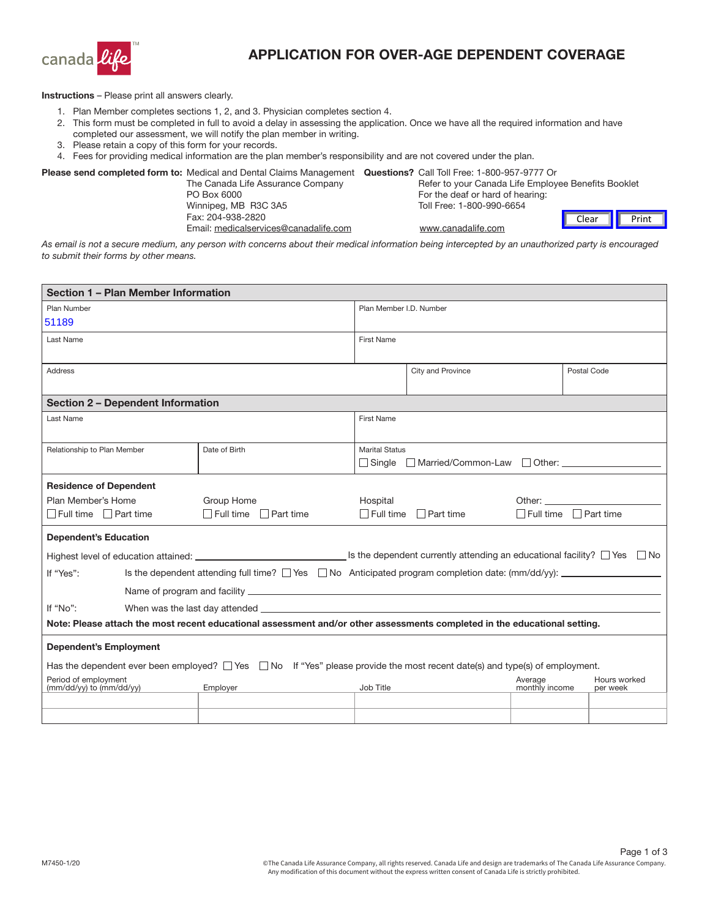canada life™

# APPLICATION FOR OVER-AGE DEPENDENT COVERAGE

**Instructions** – Please print all answers clearly.

1. Plan Member completes sections 1, 2, and 3. Physician completes section 4.
2. This form must be completed in full to avoid a delay in assessing the application. Once we have all the required information and have completed our assessment, we will notify the plan member in writing.
3. Please retain a copy of this form for your records.
4. Fees for providing medical information are the plan member's responsibility and are not covered under the plan.

**Please send completed form to:** Medical and Dental Claims Management
The Canada Life Assurance Company
PO Box 6000
Winnipeg, MB R3C 3A5
Fax: 204-938-2820
Email: medicalservices@canadalife.com

**Questions?** Call Toll Free: 1-800-957-9777 Or
Refer to your Canada Life Employee Benefits Booklet
For the deaf or hard of hearing:
Toll Free: 1-800-990-6654
www.canadalife.com

Clear | Print

*As email is not a secure medium, any person with concerns about their medical information being intercepted by an unauthorized party is encouraged to submit their forms by other means.*

## Section 1 – Plan Member Information

| Plan Number | Plan Member I.D. Number |
|---|---|
| 51189 | |

| Last Name | First Name |
|---|---|
| | |

| Address | City and Province | Postal Code |
|---|---|---|
| | | |

## Section 2 – Dependent Information

| Last Name | First Name |
|---|---|
| | |

| Relationship to Plan Member | Date of Birth | Marital Status |
|---|---|---|
| | | ☐ Single ☐ Married/Common-Law ☐ Other: ________ |

**Residence of Dependent**

| Plan Member's Home | Group Home | Hospital | Other: ________ |
|---|---|---|---|
| ☐ Full time ☐ Part time | ☐ Full time ☐ Part time | ☐ Full time ☐ Part time | ☐ Full time ☐ Part time |

**Dependent's Education**

Highest level of education attained: ____________ Is the dependent currently attending an educational facility? ☐ Yes ☐ No

If "Yes": Is the dependent attending full time? ☐ Yes ☐ No Anticipated program completion date: (mm/dd/yy): ____________

Name of program and facility ____________

If "No": When was the last day attended ____________

**Note: Please attach the most recent educational assessment and/or other assessments completed in the educational setting.**

**Dependent's Employment**

Has the dependent ever been employed? ☐ Yes ☐ No If "Yes" please provide the most recent date(s) and type(s) of employment.

| Period of employment (mm/dd/yy) to (mm/dd/yy) | Employer | Job Title | Average monthly income | Hours worked per week |
|---|---|---|---|---|
| | | | | |
| | | | | |

M7450-1/20

©The Canada Life Assurance Company, all rights reserved. Canada Life and design are trademarks of The Canada Life Assurance Company. Any modification of this document without the express written consent of Canada Life is strictly prohibited.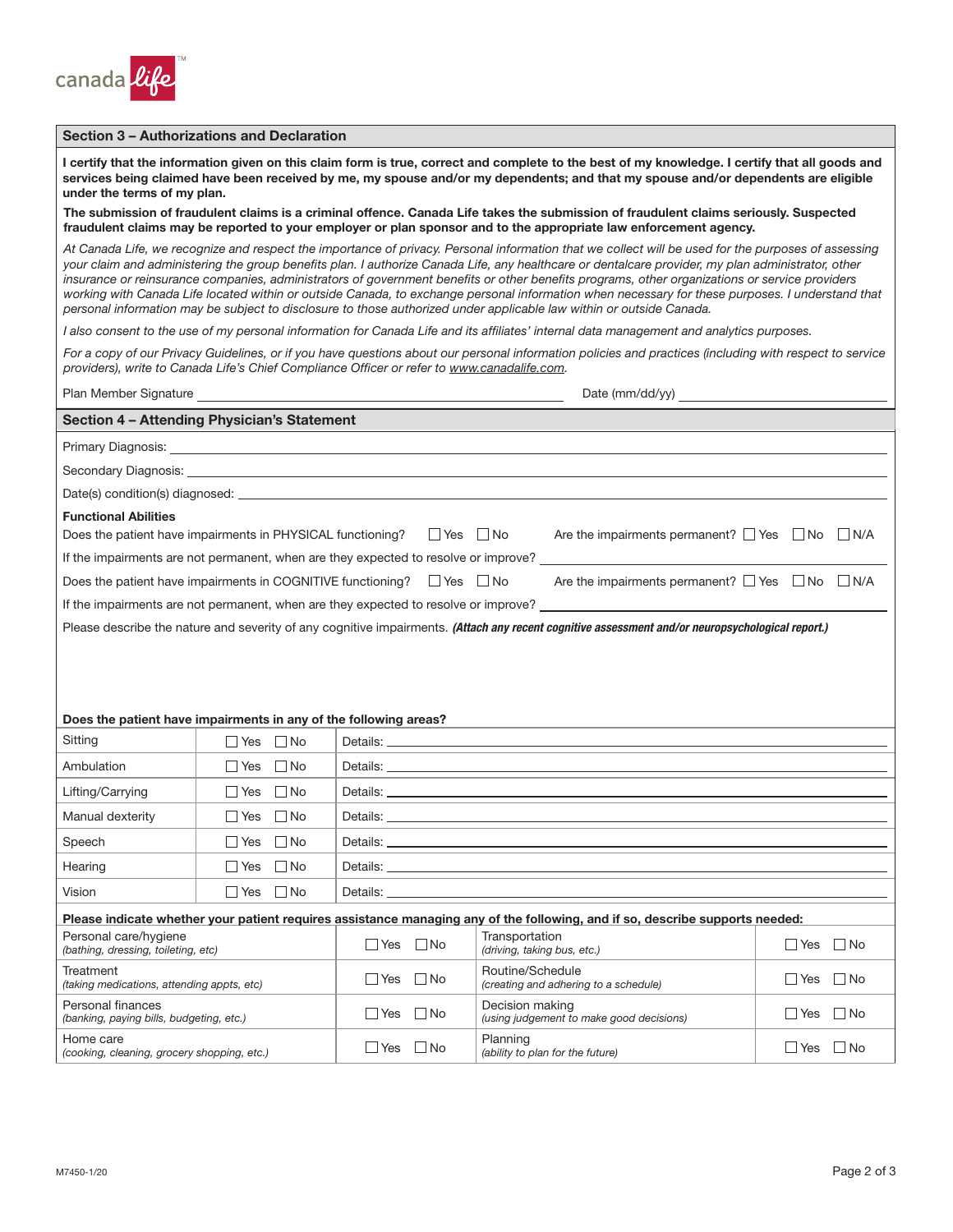## Section 3 – Authorizations and Declaration

**I certify that the information given on this claim form is true, correct and complete to the best of my knowledge. I certify that all goods and services being claimed have been received by me, my spouse and/or my dependents; and that my spouse and/or dependents are eligible under the terms of my plan.**

**The submission of fraudulent claims is a criminal offence. Canada Life takes the submission of fraudulent claims seriously. Suspected fraudulent claims may be reported to your employer or plan sponsor and to the appropriate law enforcement agency.**

*At Canada Life, we recognize and respect the importance of privacy. Personal information that we collect will be used for the purposes of assessing your claim and administering the group benefits plan. I authorize Canada Life, any healthcare or dentalcare provider, my plan administrator, other insurance or reinsurance companies, administrators of government benefits or other benefits programs, other organizations or service providers working with Canada Life located within or outside Canada, to exchange personal information when necessary for these purposes. I understand that personal information may be subject to disclosure to those authorized under applicable law within or outside Canada.*

*I also consent to the use of my personal information for Canada Life and its affiliates' internal data management and analytics purposes.*

*For a copy of our Privacy Guidelines, or if you have questions about our personal information policies and practices (including with respect to service providers), write to Canada Life's Chief Compliance Officer or refer to www.canadalife.com.*

Plan Member Signature ______________________ Date (mm/dd/yy) ______________

## Section 4 – Attending Physician's Statement

Primary Diagnosis: ______________________

Secondary Diagnosis: ______________________

Date(s) condition(s) diagnosed: ______________________

**Functional Abilities**

Does the patient have impairments in PHYSICAL functioning? ☐ Yes ☐ No Are the impairments permanent? ☐ Yes ☐ No ☐ N/A

If the impairments are not permanent, when are they expected to resolve or improve? ______________________

Does the patient have impairments in COGNITIVE functioning? ☐ Yes ☐ No Are the impairments permanent? ☐ Yes ☐ No ☐ N/A

If the impairments are not permanent, when are they expected to resolve or improve? ______________________

Please describe the nature and severity of any cognitive impairments. ***(Attach any recent cognitive assessment and/or neuropsychological report.)***

**Does the patient have impairments in any of the following areas?**

| Area | | Details |
|---|---|---|
| Sitting | ☐ Yes ☐ No | Details: |
| Ambulation | ☐ Yes ☐ No | Details: |
| Lifting/Carrying | ☐ Yes ☐ No | Details: |
| Manual dexterity | ☐ Yes ☐ No | Details: |
| Speech | ☐ Yes ☐ No | Details: |
| Hearing | ☐ Yes ☐ No | Details: |
| Vision | ☐ Yes ☐ No | Details: |

**Please indicate whether your patient requires assistance managing any of the following, and if so, describe supports needed:**

| Activity | | Activity | |
|---|---|---|---|
| Personal care/hygiene *(bathing, dressing, toileting, etc)* | ☐ Yes ☐ No | Transportation *(driving, taking bus, etc.)* | ☐ Yes ☐ No |
| Treatment *(taking medications, attending appts, etc)* | ☐ Yes ☐ No | Routine/Schedule *(creating and adhering to a schedule)* | ☐ Yes ☐ No |
| Personal finances *(banking, paying bills, budgeting, etc.)* | ☐ Yes ☐ No | Decision making *(using judgement to make good decisions)* | ☐ Yes ☐ No |
| Home care *(cooking, cleaning, grocery shopping, etc.)* | ☐ Yes ☐ No | Planning *(ability to plan for the future)* | ☐ Yes ☐ No |

M7450-1/20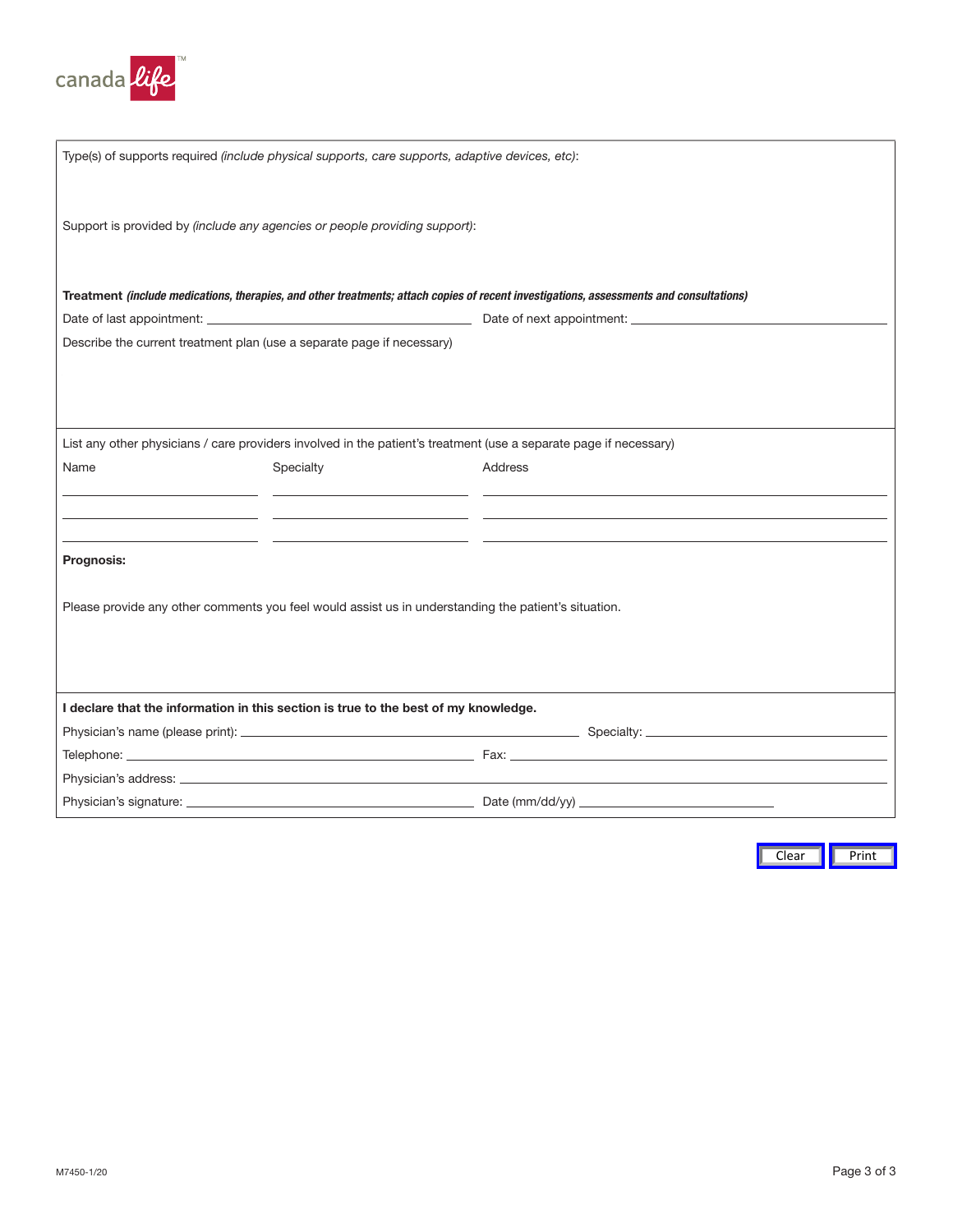Type(s) of supports required *(include physical supports, care supports, adaptive devices, etc)*:

Support is provided by *(include any agencies or people providing support)*:

**Treatment** ***(include medications, therapies, and other treatments; attach copies of recent investigations, assessments and consultations)***

Date of last appointment: ______________________ Date of next appointment: ______________________

Describe the current treatment plan (use a separate page if necessary)

List any other physicians / care providers involved in the patient's treatment (use a separate page if necessary)

| Name | Specialty | Address |
|---|---|---|
| | | |
| | | |
| | | |

**Prognosis:**

Please provide any other comments you feel would assist us in understanding the patient's situation.

**I declare that the information in this section is true to the best of my knowledge.**

Physician's name (please print): ______________________ Specialty: ______________________

Telephone: ______________________ Fax: ______________________

Physician's address: ______________________

Physician's signature: ______________________ Date (mm/dd/yy) ______________________

Clear Print

M7450-1/20